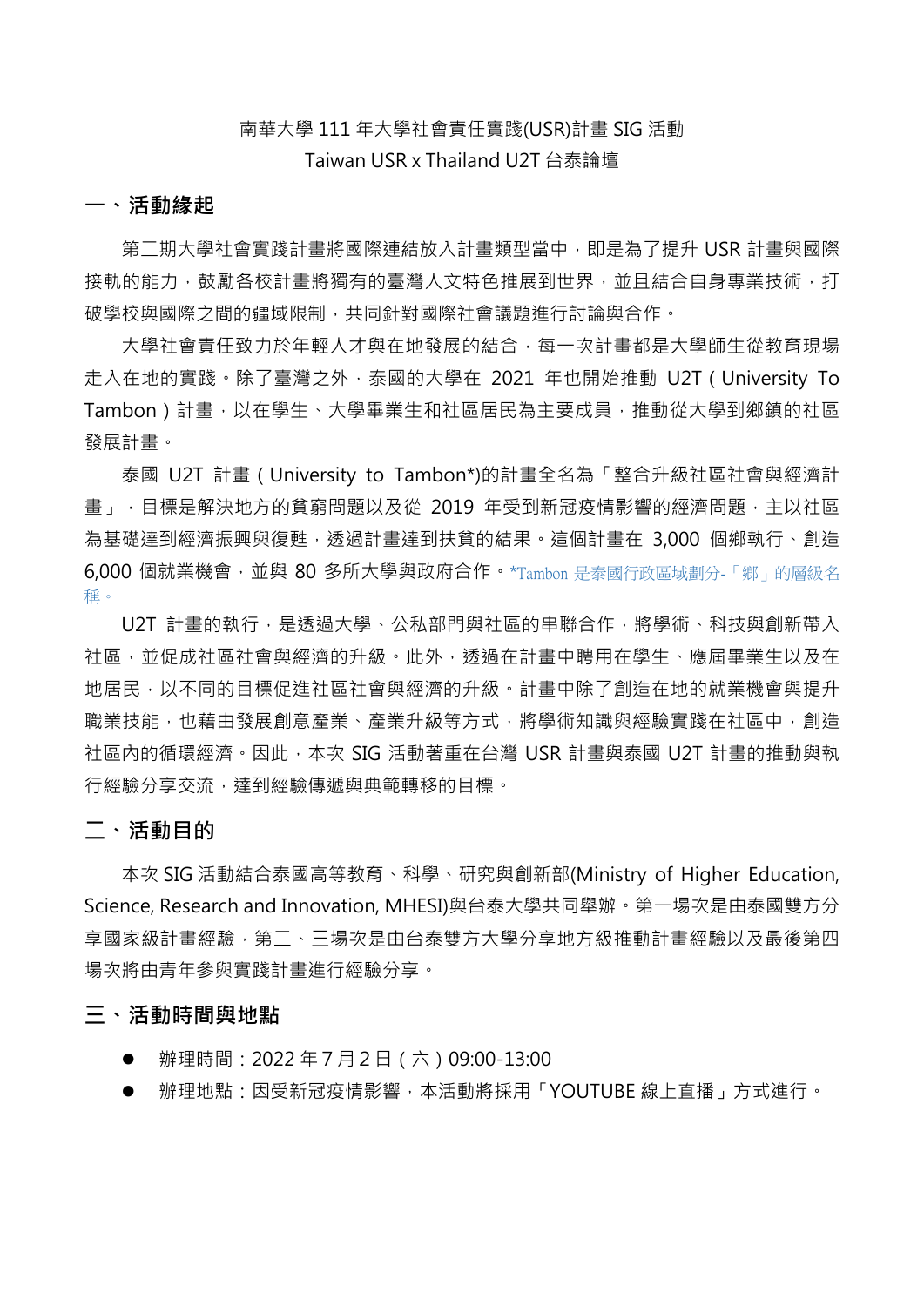南華大學 111 年大學社會責任實踐(USR)計畫 SIG 活動

Taiwan USR x Thailand U2T 台泰論壇

## 一、活動緣起

第二期大學社會實踐計畫將國際連結放入計畫類型當中，即是為了提升 USR 計畫與國際接軌的能力，鼓勵各校計畫將獨有的臺灣人文特色推展到世界，並且結合自身專業技術，打破學校與國際之間的疆域限制，共同針對國際社會議題進行討論與合作。

大學社會責任致力於年輕人才與在地發展的結合，每一次計畫都是大學師生從教育現場走入在地的實踐。除了臺灣之外，泰國的大學在 2021 年也開始推動 U2T（University To Tambon）計畫，以在學生、大學畢業生和社區居民為主要成員，推動從大學到鄉鎮的社區發展計畫。

泰國 U2T 計畫（University to Tambon*)的計畫全名為「整合升級社區社會與經濟計畫」，目標是解決地方的貧窮問題以及從 2019 年受到新冠疫情影響的經濟問題，主以社區為基礎達到經濟振興與復甦，透過計畫達到扶貧的結果。這個計畫在 3,000 個鄉執行、創造 6,000 個就業機會，並與 80 多所大學與政府合作。*Tambon 是泰國行政區域劃分-「鄉」的層級名稱。

U2T 計畫的執行，是透過大學、公私部門與社區的串聯合作，將學術、科技與創新帶入社區，並促成社區社會與經濟的升級。此外，透過在計畫中聘用在學生、應屆畢業生以及在地居民，以不同的目標促進社區社會與經濟的升級。計畫中除了創造在地的就業機會與提升職業技能，也藉由發展創意產業、產業升級等方式，將學術知識與經驗實踐在社區中，創造社區內的循環經濟。因此，本次 SIG 活動著重在台灣 USR 計畫與泰國 U2T 計畫的推動與執行經驗分享交流，達到經驗傳遞與典範轉移的目標。

## 二、活動目的

本次 SIG 活動結合泰國高等教育、科學、研究與創新部(Ministry of Higher Education, Science, Research and Innovation, MHESI)與台泰大學共同舉辦。第一場次是由泰國雙方分享國家級計畫經驗，第二、三場次是由台泰雙方大學分享地方級推動計畫經驗以及最後第四場次將由青年參與實踐計畫進行經驗分享。

## 三、活動時間與地點

- 辦理時間：2022 年 7 月 2 日（六）09:00-13:00
- 辦理地點：因受新冠疫情影響，本活動將採用「YOUTUBE 線上直播」方式進行。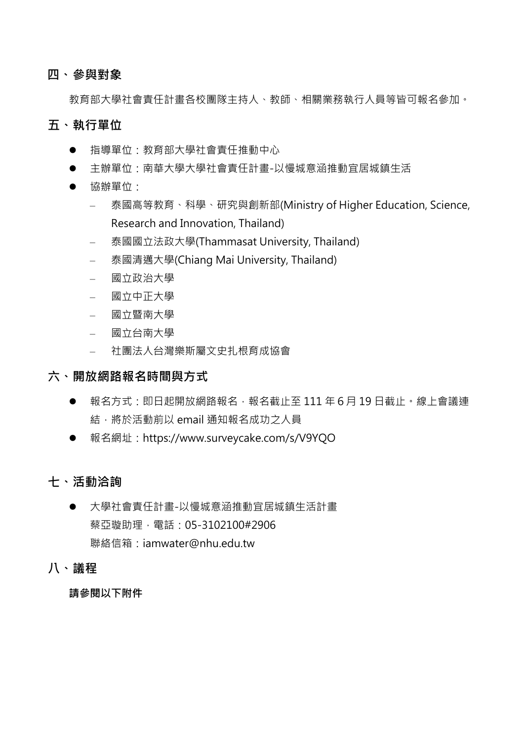## 四、參與對象

教育部大學社會責任計畫各校團隊主持人、教師、相關業務執行人員等皆可報名參加。

## 五、執行單位

- 指導單位：教育部大學社會責任推動中心
- 主辦單位：南華大學大學社會責任計畫-以慢城意涵推動宜居城鎮生活
- 協辦單位：
  - 泰國高等教育、科學、研究與創新部(Ministry of Higher Education, Science, Research and Innovation, Thailand)
  - 泰國國立法政大學(Thammasat University, Thailand)
  - 泰國清邁大學(Chiang Mai University, Thailand)
  - 國立政治大學
  - 國立中正大學
  - 國立暨南大學
  - 國立台南大學
  - 社團法人台灣樂斯屬文史扎根育成協會

## 六、開放網路報名時間與方式

- 報名方式：即日起開放網路報名，報名截止至 111 年 6 月 19 日截止。線上會議連結，將於活動前以 email 通知報名成功之人員
- 報名網址：https://www.surveycake.com/s/V9YQO

## 七、活動洽詢

- 大學社會責任計畫-以慢城意涵推動宜居城鎮生活計畫
  蔡亞璇助理，電話：05-3102100#2906
  聯絡信箱：iamwater@nhu.edu.tw

## 八、議程

**請參閱以下附件**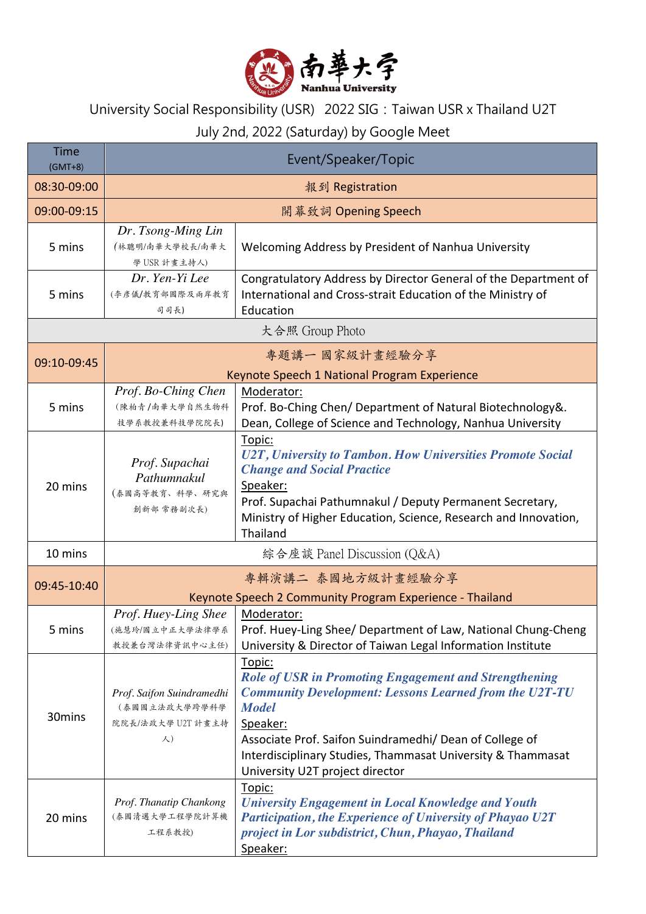南華大學
Nanhua University

University Social Responsibility (USR)　2022 SIG：Taiwan USR x Thailand U2T

July 2nd, 2022 (Saturday) by Google Meet

| Time (GMT+8) | Event/Speaker/Topic | |
|---|---|---|
| 08:30-09:00 | 報到 Registration | |
| 09:00-09:15 | 開幕致詞 Opening Speech | |
| 5 mins | *Dr. Tsong-Ming Lin* (林聰明/南華大學校長/南華大學 USR 計畫主持人) | Welcoming Address by President of Nanhua University |
| 5 mins | *Dr. Yen-Yi Lee* (李彥儀/教育部國際及兩岸教育司司長) | Congratulatory Address by Director General of the Department of International and Cross-strait Education of the Ministry of Education |
| 大合照 Group Photo | | |
| 09:10-09:45 | 專題講一 國家級計畫經驗分享<br>Keynote Speech 1 National Program Experience | |
| 5 mins | *Prof. Bo-Ching Chen* (陳柏青/南華大學自然生物科技學系教授兼科技學院院長) | Moderator:<br>Prof. Bo-Ching Chen/ Department of Natural Biotechnology&. Dean, College of Science and Technology, Nanhua University |
| 20 mins | *Prof. Supachai Pathumnakul* (泰國高等教育、科學、研究與創新部 常務副次長) | Topic:<br>***U2T, University to Tambon. How Universities Promote Social Change and Social Practice***<br>Speaker:<br>Prof. Supachai Pathumnakul / Deputy Permanent Secretary, Ministry of Higher Education, Science, Research and Innovation, Thailand |
| 10 mins | 綜合座談 Panel Discussion (Q&A) | |
| 09:45-10:40 | 專輯演講二 泰國地方級計畫經驗分享<br>Keynote Speech 2 Community Program Experience - Thailand | |
| 5 mins | *Prof. Huey-Ling Shee* (施慧玲/國立中正大學法律學系教授兼台灣法律資訊中心主任) | Moderator:<br>Prof. Huey-Ling Shee/ Department of Law, National Chung-Cheng University & Director of Taiwan Legal Information Institute |
| 30mins | *Prof. Saifon Suindramedhi* (泰國國立法政大學跨學科學院院長/法政大學 U2T 計畫主持人) | Topic:<br>***Role of USR in Promoting Engagement and Strengthening Community Development: Lessons Learned from the U2T-TU Model***<br>Speaker:<br>Associate Prof. Saifon Suindramedhi/ Dean of College of Interdisciplinary Studies, Thammasat University & Thammasat University U2T project director |
| 20 mins | *Prof. Thanatip Chankong* (泰國清邁大學工程學院計算機工程系教授) | Topic:<br>***University Engagement in Local Knowledge and Youth Participation, the Experience of University of Phayao U2T project in Lor subdistrict, Chun, Phayao, Thailand***<br>Speaker: |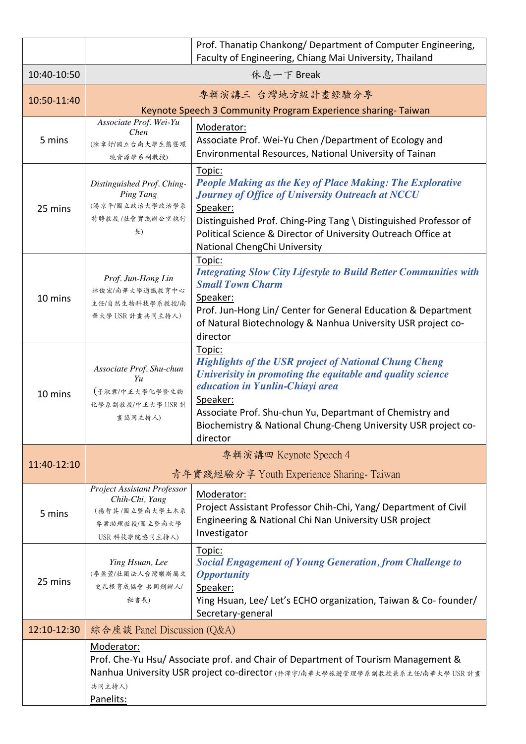| | | |
|---|---|---|
| | | Prof. Thanatip Chankong/ Department of Computer Engineering, Faculty of Engineering, Chiang Mai University, Thailand |
| 10:40-10:50 | 休息一下 Break | |
| 10:50-11:40 | 專輯演講三 台灣地方級計畫經驗分享<br>Keynote Speech 3 Community Program Experience sharing- Taiwan | |
| 5 mins | *Associate Prof. Wei-Yu Chen*<br>(陳韋妤/國立台南大學生態暨環境資源學系副教授) | Moderator:<br>Associate Prof. Wei-Yu Chen /Department of Ecology and Environmental Resources, National University of Tainan |
| 25 mins | *Distinguished Prof. Ching-Ping Tang*<br>(湯京平/國立政治大學政治學系特聘教授/社會實踐辦公室執行長) | Topic:<br>***People Making as the Key of Place Making: The Explorative Journey of Office of University Outreach at NCCU***<br>Speaker:<br>Distinguished Prof. Ching-Ping Tang \ Distinguished Professor of Political Science & Director of University Outreach Office at National ChengChi University |
| 10 mins | *Prof. Jun-Hong Lin*<br>林俊宏/南華大學通識教育中心主任/自然生物科技學系教授/南華大學 USR 計畫共同主持人) | Topic:<br>***Integrating Slow City Lifestyle to Build Better Communities with Small Town Charm***<br>Speaker:<br>Prof. Jun-Hong Lin/ Center for General Education & Department of Natural Biotechnology & Nanhua University USR project co-director |
| 10 mins | *Associate Prof. Shu-chun Yu*<br>(于淑君/中正大學化學暨生物化學系副教授/中正大學 USR 計畫協同主持人) | Topic:<br>***Highlights of the USR project of National Chung Cheng Univerisity in promoting the equitable and quality science education in Yunlin-Chiayi area***<br>Speaker:<br>Associate Prof. Shu-chun Yu, Departmant of Chemistry and Biochemistry & National Chung-Cheng University USR project co-director |
| 11:40-12:10 | 專輯演講四 Keynote Speech 4<br>青年實踐經驗分享 Youth Experience Sharing- Taiwan | |
| 5 mins | *Project Assistant Professor Chih-Chi, Yang*<br>(楊智其/國立暨南大學土木系專案助理教授/國立暨南大學 USR 科技學院協同主持人) | Moderator:<br>Project Assistant Professor Chih-Chi, Yang/ Department of Civil Engineering & National Chi Nan University USR project Investigator |
| 25 mins | *Ying Hsuan, Lee*<br>(李盈萱/社團法人台灣樂斯屬文史扎根育成協會 共同創辦人/秘書長) | Topic:<br>***Social Engagement of Young Generation, from Challenge to Opportunity***<br>Speaker:<br>Ying Hsuan, Lee/ Let's ECHO organization, Taiwan & Co- founder/ Secretary-general |
| 12:10-12:30 | 綜合座談 Panel Discussion (Q&A) | |
| | Moderator:<br>Prof. Che-Yu Hsu/ Associate prof. and Chair of Department of Tourism Management & Nanhua University USR project co-director (許澤宇/南華大學旅遊管理學系副教授兼系主任/南華大學 USR 計畫共同主持人)<br>Panelits: | |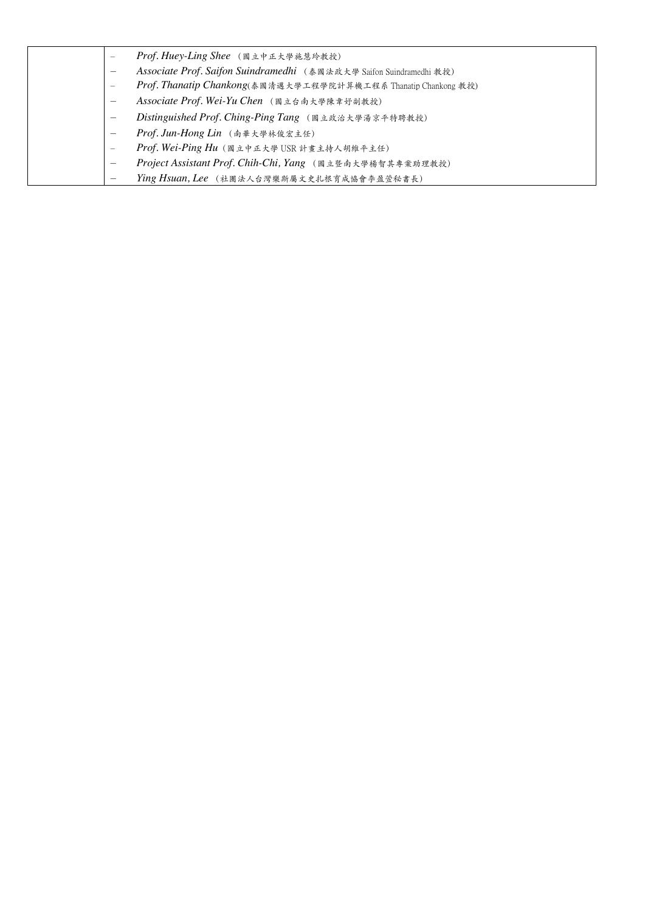| | |
|---|---|
| | – *Prof. Huey-Ling Shee* （國立中正大學施慧玲教授）<br>– *Associate Prof. Saifon Suindramedhi* （泰國法政大學 Saifon Suindramedhi 教授）<br>– *Prof. Thanatip Chankong*(泰國清邁大學工程學院計算機工程系 Thanatip Chankong 教授)<br>– *Associate Prof. Wei-Yu Chen* （國立台南大學陳韋妤副教授）<br>– *Distinguished Prof. Ching-Ping Tang* （國立政治大學湯京平特聘教授）<br>– *Prof. Jun-Hong Lin* （南華大學林俊宏主任）<br>– *Prof. Wei-Ping Hu*（國立中正大學 USR 計畫主持人胡維平主任）<br>– *Project Assistant Prof. Chih-Chi, Yang* （國立暨南大學楊智其專案助理教授）<br>– *Ying Hsuan, Lee* （社團法人台灣樂斯屬文史扎根育成協會李盈萱秘書長） |